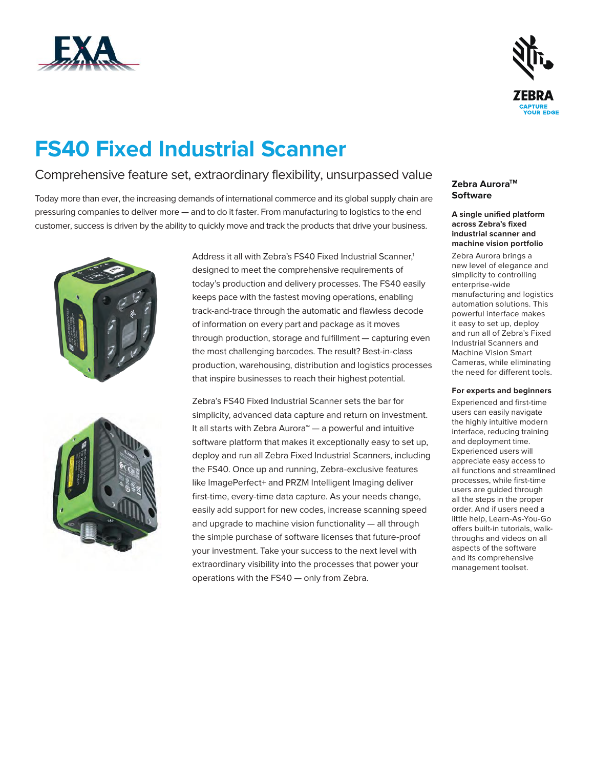# FS40 Fixed Industrial Scanner

## Comprehensive feature set, extraordinary flexibility, unsurpassed value

Today more than ever, the increasing demands of international commerce and its global supply chain are pressuring companies to deliver more — and to do it faster. From manufacturing to logistics to the end customer, success is driven by the ability to quickly move and track the products that drive your business.

Address it all with Zebra's FS40 Fixed Industrial Scanner,[1] designed to meet the comprehensive requirements of today's production and delivery processes. The FS40 easily keeps pace with the fastest moving operations, enabling track-and-trace through the automatic and flawless decode of information on every part and package as it moves through production, storage and fulfillment — capturing even the most challenging barcodes. The result? Best-in-class production, warehousing, distribution and logistics processes that inspire businesses to reach their highest potential.

Zebra's FS40 Fixed Industrial Scanner sets the bar for simplicity, advanced data capture and return on investment. It all starts with Zebra Aurora™ — a powerful and intuitive software platform that makes it exceptionally easy to set up, deploy and run all Zebra Fixed Industrial Scanners, including the FS40. Once up and running, Zebra-exclusive features like ImagePerfect+ and PRZM Intelligent Imaging deliver first-time, every-time data capture. As your needs change, easily add support for new codes, increase scanning speed and upgrade to machine vision functionality — all through the simple purchase of software licenses that future-proof your investment. Take your success to the next level with extraordinary visibility into the processes that power your operations with the FS40 — only from Zebra.

### Zebra Aurora™ Software

**A single unified platform across Zebra's fixed industrial scanner and machine vision portfolio**

Zebra Aurora brings a new level of elegance and simplicity to controlling enterprise-wide manufacturing and logistics automation solutions. This powerful interface makes it easy to set up, deploy and run all of Zebra's Fixed Industrial Scanners and Machine Vision Smart Cameras, while eliminating the need for different tools.

**For experts and beginners**

Experienced and first-time users can easily navigate the highly intuitive modern interface, reducing training and deployment time. Experienced users will appreciate easy access to all functions and streamlined processes, while first-time users are guided through all the steps in the proper order. And if users need a little help, Learn-As-You-Go offers built-in tutorials, walk-throughs and videos on all aspects of the software and its comprehensive management toolset.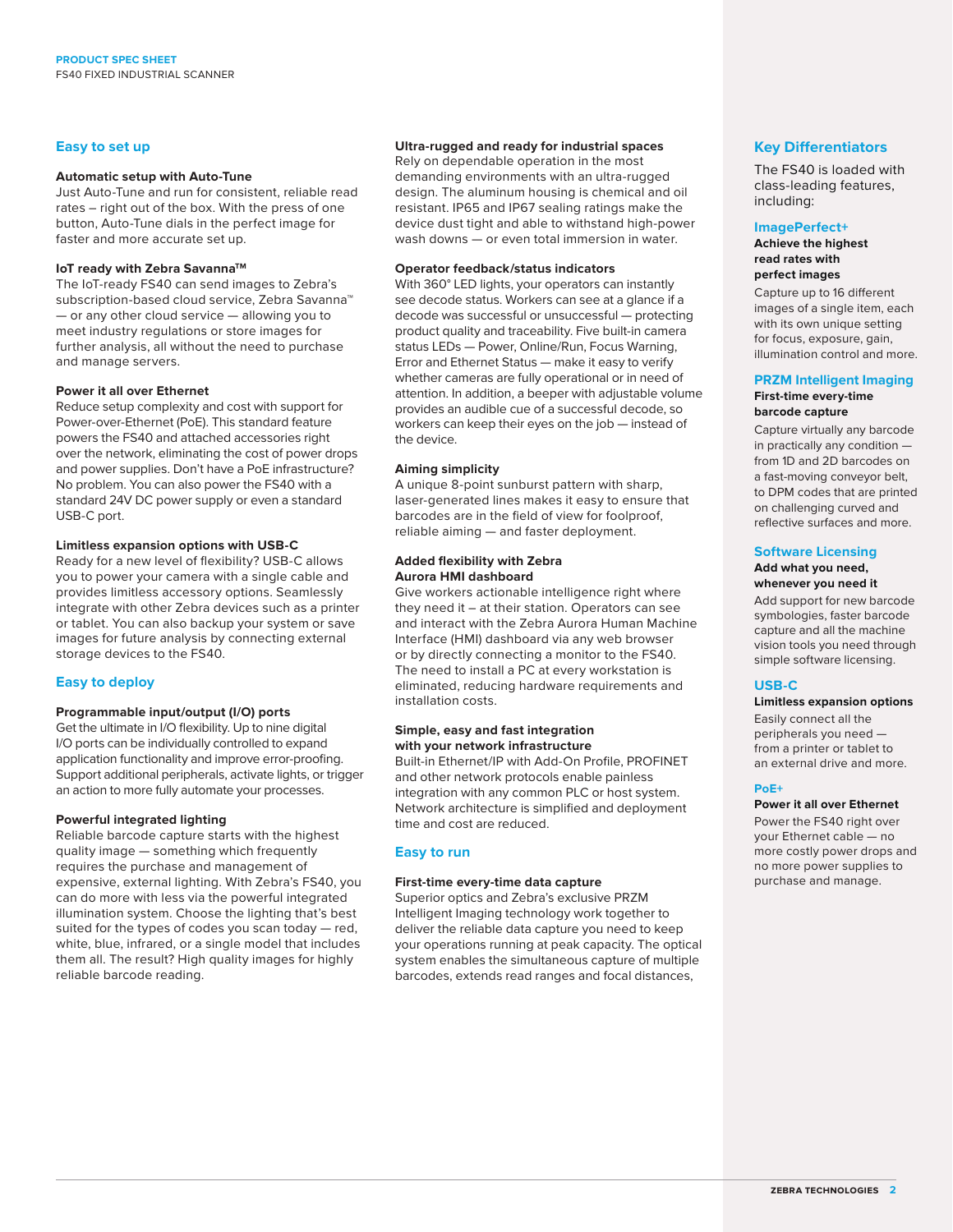## Easy to set up

**Automatic setup with Auto-Tune**
Just Auto-Tune and run for consistent, reliable read rates – right out of the box. With the press of one button, Auto-Tune dials in the perfect image for faster and more accurate set up.

**IoT ready with Zebra Savanna™**
The IoT-ready FS40 can send images to Zebra's subscription-based cloud service, Zebra Savanna™ — or any other cloud service — allowing you to meet industry regulations or store images for further analysis, all without the need to purchase and manage servers.

**Power it all over Ethernet**
Reduce setup complexity and cost with support for Power-over-Ethernet (PoE). This standard feature powers the FS40 and attached accessories right over the network, eliminating the cost of power drops and power supplies. Don't have a PoE infrastructure? No problem. You can also power the FS40 with a standard 24V DC power supply or even a standard USB-C port.

**Limitless expansion options with USB-C**
Ready for a new level of flexibility? USB-C allows you to power your camera with a single cable and provides limitless accessory options. Seamlessly integrate with other Zebra devices such as a printer or tablet. You can also backup your system or save images for future analysis by connecting external storage devices to the FS40.

## Easy to deploy

**Programmable input/output (I/O) ports**
Get the ultimate in I/O flexibility. Up to nine digital I/O ports can be individually controlled to expand application functionality and improve error-proofing. Support additional peripherals, activate lights, or trigger an action to more fully automate your processes.

**Powerful integrated lighting**
Reliable barcode capture starts with the highest quality image — something which frequently requires the purchase and management of expensive, external lighting. With Zebra's FS40, you can do more with less via the powerful integrated illumination system. Choose the lighting that's best suited for the types of codes you scan today — red, white, blue, infrared, or a single model that includes them all. The result? High quality images for highly reliable barcode reading.

**Ultra-rugged and ready for industrial spaces**
Rely on dependable operation in the most demanding environments with an ultra-rugged design. The aluminum housing is chemical and oil resistant. IP65 and IP67 sealing ratings make the device dust tight and able to withstand high-power wash downs — or even total immersion in water.

**Operator feedback/status indicators**
With 360° LED lights, your operators can instantly see decode status. Workers can see at a glance if a decode was successful or unsuccessful — protecting product quality and traceability. Five built-in camera status LEDs — Power, Online/Run, Focus Warning, Error and Ethernet Status — make it easy to verify whether cameras are fully operational or in need of attention. In addition, a beeper with adjustable volume provides an audible cue of a successful decode, so workers can keep their eyes on the job — instead of the device.

**Aiming simplicity**
A unique 8-point sunburst pattern with sharp, laser-generated lines makes it easy to ensure that barcodes are in the field of view for foolproof, reliable aiming — and faster deployment.

**Added flexibility with Zebra Aurora HMI dashboard**
Give workers actionable intelligence right where they need it – at their station. Operators can see and interact with the Zebra Aurora Human Machine Interface (HMI) dashboard via any web browser or by directly connecting a monitor to the FS40. The need to install a PC at every workstation is eliminated, reducing hardware requirements and installation costs.

**Simple, easy and fast integration with your network infrastructure**
Built-in Ethernet/IP with Add-On Profile, PROFINET and other network protocols enable painless integration with any common PLC or host system. Network architecture is simplified and deployment time and cost are reduced.

## Easy to run

**First-time every-time data capture**
Superior optics and Zebra's exclusive PRZM Intelligent Imaging technology work together to deliver the reliable data capture you need to keep your operations running at peak capacity. The optical system enables the simultaneous capture of multiple barcodes, extends read ranges and focal distances,

## Key Differentiators

The FS40 is loaded with class-leading features, including:

### ImagePerfect+

**Achieve the highest read rates with perfect images**

Capture up to 16 different images of a single item, each with its own unique setting for focus, exposure, gain, illumination control and more.

### PRZM Intelligent Imaging

**First-time every-time barcode capture**

Capture virtually any barcode in practically any condition — from 1D and 2D barcodes on a fast-moving conveyor belt, to DPM codes that are printed on challenging curved and reflective surfaces and more.

### Software Licensing

**Add what you need, whenever you need it**

Add support for new barcode symbologies, faster barcode capture and all the machine vision tools you need through simple software licensing.

### USB-C

**Limitless expansion options**

Easily connect all the peripherals you need — from a printer or tablet to an external drive and more.

### PoE+

**Power it all over Ethernet**

Power the FS40 right over your Ethernet cable — no more costly power drops and no more power supplies to purchase and manage.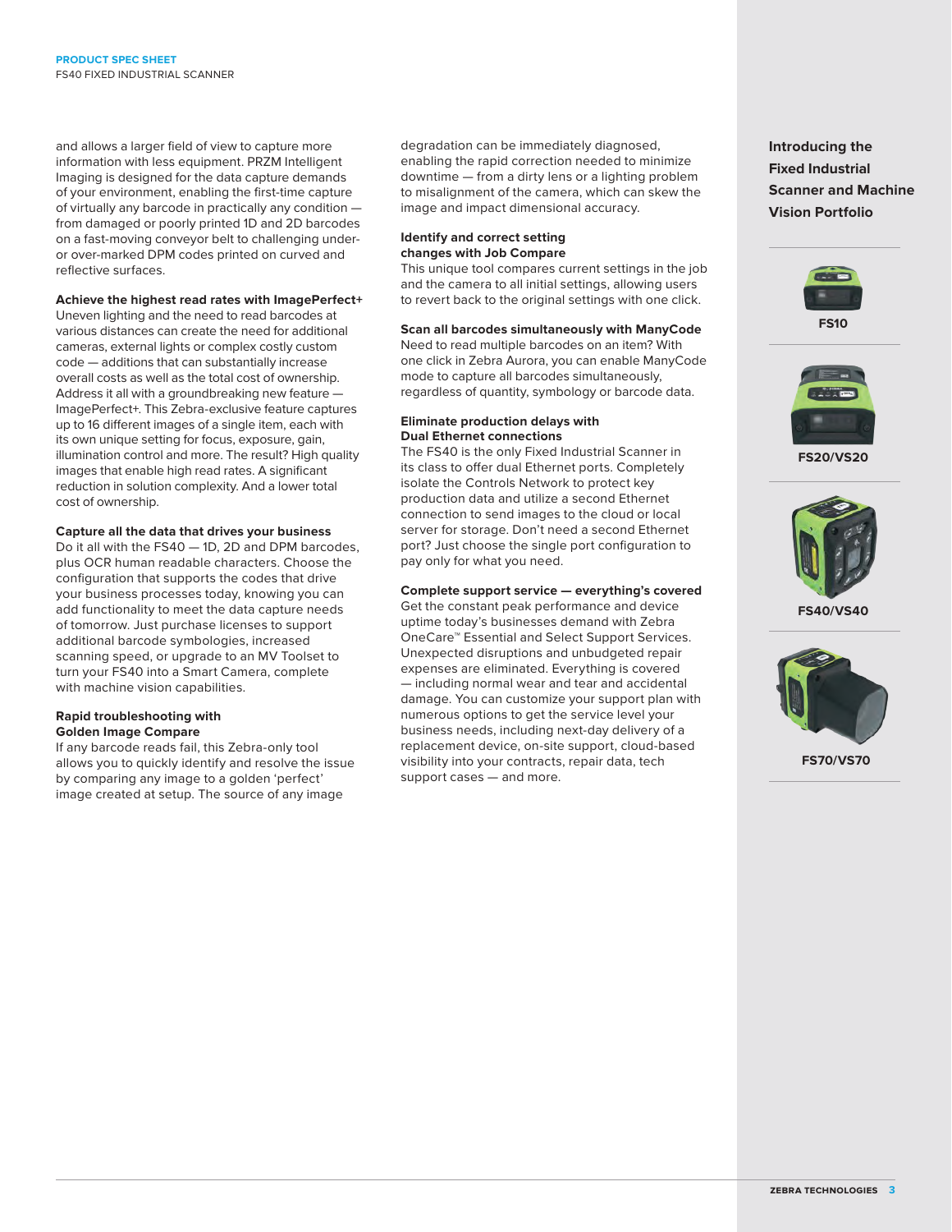and allows a larger field of view to capture more information with less equipment. PRZM Intelligent Imaging is designed for the data capture demands of your environment, enabling the first-time capture of virtually any barcode in practically any condition — from damaged or poorly printed 1D and 2D barcodes on a fast-moving conveyor belt to challenging under- or over-marked DPM codes printed on curved and reflective surfaces.

**Achieve the highest read rates with ImagePerfect+**
Uneven lighting and the need to read barcodes at various distances can create the need for additional cameras, external lights or complex costly custom code — additions that can substantially increase overall costs as well as the total cost of ownership. Address it all with a groundbreaking new feature — ImagePerfect+. This Zebra-exclusive feature captures up to 16 different images of a single item, each with its own unique setting for focus, exposure, gain, illumination control and more. The result? High quality images that enable high read rates. A significant reduction in solution complexity. And a lower total cost of ownership.

**Capture all the data that drives your business**
Do it all with the FS40 — 1D, 2D and DPM barcodes, plus OCR human readable characters. Choose the configuration that supports the codes that drive your business processes today, knowing you can add functionality to meet the data capture needs of tomorrow. Just purchase licenses to support additional barcode symbologies, increased scanning speed, or upgrade to an MV Toolset to turn your FS40 into a Smart Camera, complete with machine vision capabilities.

**Rapid troubleshooting with Golden Image Compare**
If any barcode reads fail, this Zebra-only tool allows you to quickly identify and resolve the issue by comparing any image to a golden 'perfect' image created at setup. The source of any image degradation can be immediately diagnosed, enabling the rapid correction needed to minimize downtime — from a dirty lens or a lighting problem to misalignment of the camera, which can skew the image and impact dimensional accuracy.

**Identify and correct setting changes with Job Compare**
This unique tool compares current settings in the job and the camera to all initial settings, allowing users to revert back to the original settings with one click.

**Scan all barcodes simultaneously with ManyCode**
Need to read multiple barcodes on an item? With one click in Zebra Aurora, you can enable ManyCode mode to capture all barcodes simultaneously, regardless of quantity, symbology or barcode data.

**Eliminate production delays with Dual Ethernet connections**
The FS40 is the only Fixed Industrial Scanner in its class to offer dual Ethernet ports. Completely isolate the Controls Network to protect key production data and utilize a second Ethernet connection to send images to the cloud or local server for storage. Don't need a second Ethernet port? Just choose the single port configuration to pay only for what you need.

**Complete support service — everything's covered**
Get the constant peak performance and device uptime today's businesses demand with Zebra OneCare™ Essential and Select Support Services. Unexpected disruptions and unbudgeted repair expenses are eliminated. Everything is covered — including normal wear and tear and accidental damage. You can customize your support plan with numerous options to get the service level your business needs, including next-day delivery of a replacement device, on-site support, cloud-based visibility into your contracts, repair data, tech support cases — and more.

**Introducing the Fixed Industrial Scanner and Machine Vision Portfolio**

FS10

FS20/VS20

FS40/VS40

FS70/VS70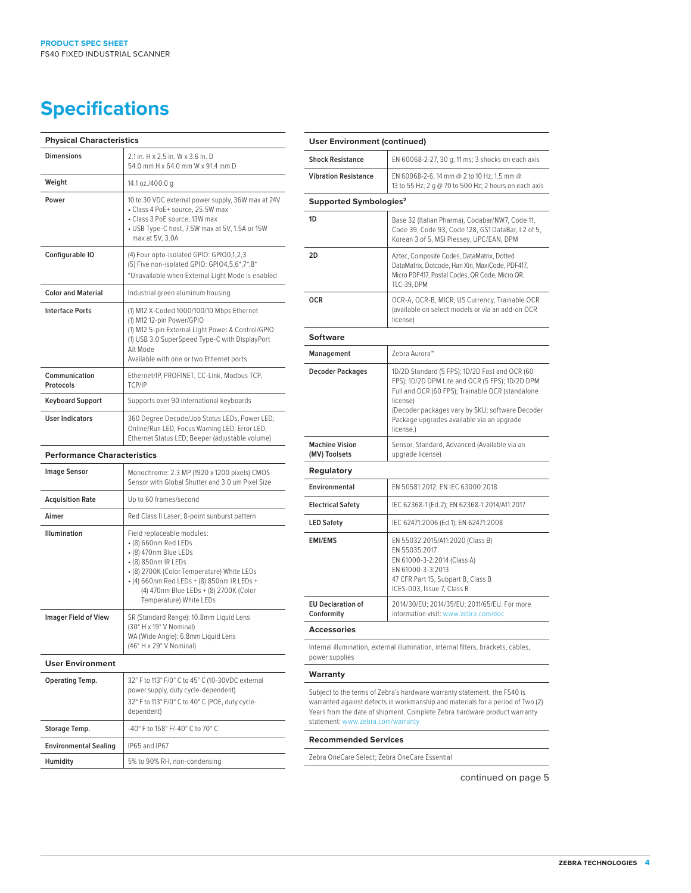# Specifications

| Physical Characteristics | |
|---|---|
| **Dimensions** | 2.1 in. H x 2.5 in. W x 3.6 in. D<br>54.0 mm H x 64.0 mm W x 91.4 mm D |
| **Weight** | 14.1 oz./400.0 g |
| **Power** | 10 to 30 VDC external power supply, 36W max at 24V<br>• Class 4 PoE+ source, 25.5W max<br>• Class 3 PoE source, 13W max<br>• USB Type-C host, 7.5W max at 5V, 1.5A or 15W max at 5V, 3.0A |
| **Configurable IO** | (4) Four opto-isolated GPIO: GPIO0,1,2,3<br>(5) Five non-isolated GPIO: GPIO4,5,6*,7*,8*<br>*Unavailable when External Light Mode is enabled |
| **Color and Material** | Industrial green aluminum housing |
| **Interface Ports** | (1) M12 X-Coded 1000/100/10 Mbps Ethernet<br>(1) M12 12-pin Power/GPIO<br>(1) M12 5-pin External Light Power & Control/GPIO<br>(1) USB 3.0 SuperSpeed Type-C with DisplayPort Alt Mode<br>Available with one or two Ethernet ports |
| **Communication Protocols** | Ethernet/IP, PROFINET, CC-Link, Modbus TCP, TCP/IP |
| **Keyboard Support** | Supports over 90 international keyboards |
| **User Indicators** | 360 Degree Decode/Job Status LEDs, Power LED, Online/Run LED, Focus Warning LED, Error LED, Ethernet Status LED; Beeper (adjustable volume) |

| Performance Characteristics | |
|---|---|
| **Image Sensor** | Monochrome: 2.3 MP (1920 x 1200 pixels) CMOS Sensor with Global Shutter and 3.0 um Pixel Size |
| **Acquisition Rate** | Up to 60 frames/second |
| **Aimer** | Red Class II Laser; 8-point sunburst pattern |
| **Illumination** | Field replaceable modules:<br>• (8) 660nm Red LEDs<br>• (8) 470nm Blue LEDs<br>• (8) 850nm IR LEDs<br>• (8) 2700K (Color Temperature) White LEDs<br>• (4) 660nm Red LEDs + (8) 850nm IR LEDs + (4) 470nm Blue LEDs + (8) 2700K (Color Temperature) White LEDs |
| **Imager Field of View** | SR (Standard Range): 10.8mm Liquid Lens (30° H x 19° V Nominal)<br>WA (Wide Angle): 6.8mm Liquid Lens (46° H x 29° V Nominal) |

| User Environment | |
|---|---|
| **Operating Temp.** | 32° F to 113° F/0° C to 45° C (10-30VDC external power supply, duty cycle-dependent)<br>32° F to 113° F/0° C to 40° C (POE, duty cycle-dependent) |
| **Storage Temp.** | -40° F to 158° F/-40° C to 70° C |
| **Environmental Sealing** | IP65 and IP67 |
| **Humidity** | 5% to 90% RH, non-condensing |
| **Shock Resistance** | EN 60068-2-27, 30 g; 11 ms; 3 shocks on each axis |
| **Vibration Resistance** | EN 60068-2-6, 14 mm @ 2 to 10 Hz, 1.5 mm @ 13 to 55 Hz; 2 g @ 70 to 500 Hz; 2 hours on each axis |

| Supported Symbologies[2] | |
|---|---|
| **1D** | Base 32 (Italian Pharma), Codabar/NW7, Code 11, Code 39, Code 93, Code 128, GS1 DataBar, I 2 of 5, Korean 3 of 5, MSI Plessey, UPC/EAN, DPM |
| **2D** | Aztec, Composite Codes, DataMatrix, Dotted DataMatrix, Dotcode, Han Xin, MaxiCode, PDF417, Micro PDF417, Postal Codes, QR Code, Micro QR, TLC-39, DPM |
| **OCR** | OCR-A, OCR-B, MICR, US Currency, Trainable OCR (available on select models or via an add-on OCR license) |

| Software | |
|---|---|
| **Management** | Zebra Aurora™ |
| **Decoder Packages** | 1D/2D Standard (5 FPS); 1D/2D Fast and OCR (60 FPS); 1D/2D DPM Lite and OCR (5 FPS); 1D/2D DPM Full and OCR (60 FPS); Trainable OCR (standalone license)<br>(Decoder packages vary by SKU; software Decoder Package upgrades available via an upgrade license.) |
| **Machine Vision (MV) Toolsets** | Sensor, Standard, Advanced (Available via an upgrade license) |

| Regulatory | |
|---|---|
| **Environmental** | EN 50581:2012; EN IEC 63000:2018 |
| **Electrical Safety** | IEC 62368-1 (Ed.2); EN 62368-1:2014/A11:2017 |
| **LED Safety** | IEC 62471:2006 (Ed.1); EN 62471:2008 |
| **EMI/EMS** | EN 55032:2015/A11:2020 (Class B)<br>EN 55035:2017<br>EN 61000-3-2:2014 (Class A)<br>EN 61000-3-3:2013<br>47 CFR Part 15, Subpart B, Class B<br>ICES-003, Issue 7, Class B |
| **EU Declaration of Conformity** | 2014/30/EU; 2014/35/EU; 2011/65/EU. For more information visit: www.zebra.com/doc |

**Accessories**

Internal illumination, external illumination, internal filters, brackets, cables, power supplies

**Warranty**

Subject to the terms of Zebra's hardware warranty statement, the FS40 is warranted against defects in workmanship and materials for a period of Two (2) Years from the date of shipment. Complete Zebra hardware product warranty statement: www.zebra.com/warranty

**Recommended Services**

Zebra OneCare Select; Zebra OneCare Essential

continued on page 5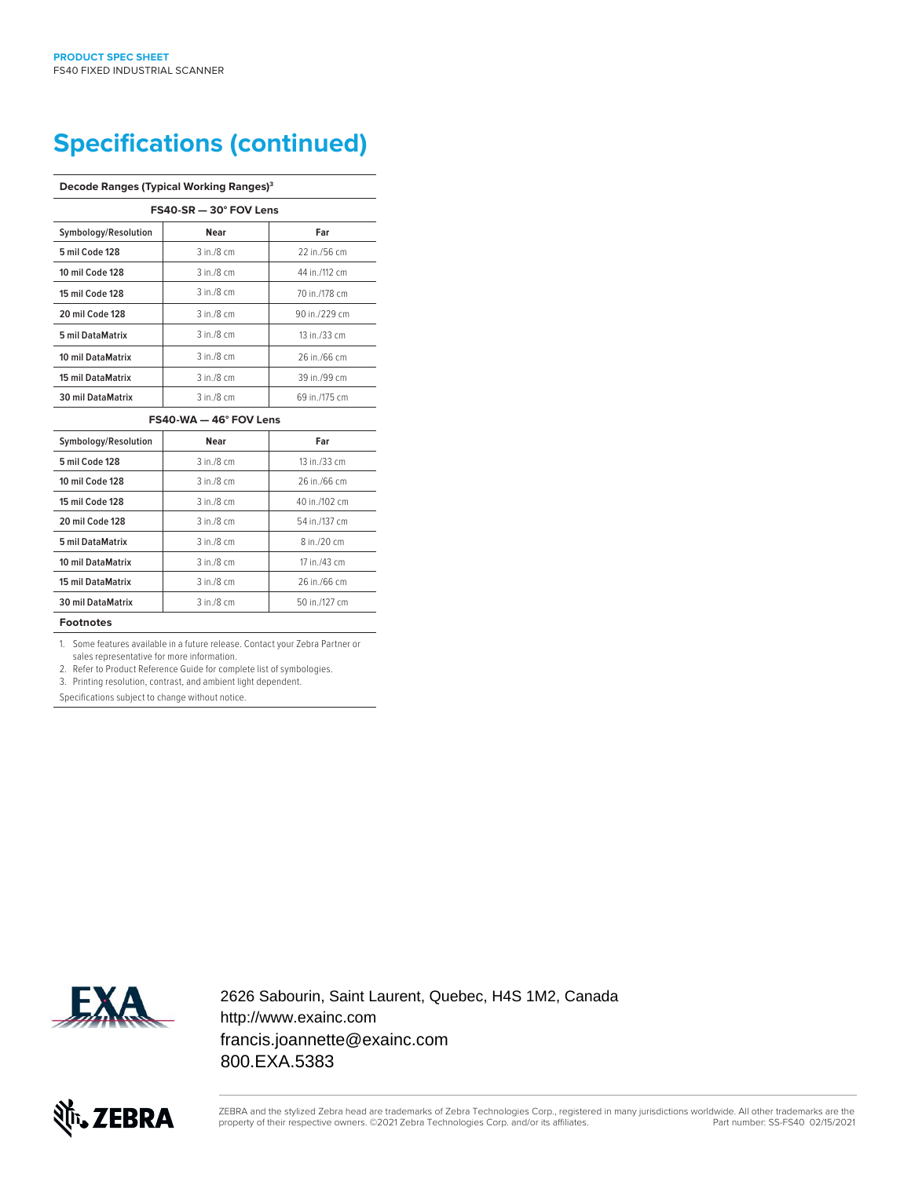# Specifications (continued)

**Decode Ranges (Typical Working Ranges)[3]**

**FS40-SR — 30° FOV Lens**

| Symbology/Resolution | Near | Far |
| --- | --- | --- |
| 5 mil Code 128 | 3 in./8 cm | 22 in./56 cm |
| 10 mil Code 128 | 3 in./8 cm | 44 in./112 cm |
| 15 mil Code 128 | 3 in./8 cm | 70 in./178 cm |
| 20 mil Code 128 | 3 in./8 cm | 90 in./229 cm |
| 5 mil DataMatrix | 3 in./8 cm | 13 in./33 cm |
| 10 mil DataMatrix | 3 in./8 cm | 26 in./66 cm |
| 15 mil DataMatrix | 3 in./8 cm | 39 in./99 cm |
| 30 mil DataMatrix | 3 in./8 cm | 69 in./175 cm |

**FS40-WA — 46° FOV Lens**

| Symbology/Resolution | Near | Far |
| --- | --- | --- |
| 5 mil Code 128 | 3 in./8 cm | 13 in./33 cm |
| 10 mil Code 128 | 3 in./8 cm | 26 in./66 cm |
| 15 mil Code 128 | 3 in./8 cm | 40 in./102 cm |
| 20 mil Code 128 | 3 in./8 cm | 54 in./137 cm |
| 5 mil DataMatrix | 3 in./8 cm | 8 in./20 cm |
| 10 mil DataMatrix | 3 in./8 cm | 17 in./43 cm |
| 15 mil DataMatrix | 3 in./8 cm | 26 in./66 cm |
| 30 mil DataMatrix | 3 in./8 cm | 50 in./127 cm |

**Footnotes**

1. Some features available in a future release. Contact your Zebra Partner or sales representative for more information.
2. Refer to Product Reference Guide for complete list of symbologies.
3. Printing resolution, contrast, and ambient light dependent.

Specifications subject to change without notice.

2626 Sabourin, Saint Laurent, Quebec, H4S 1M2, Canada
http://www.exainc.com
francis.joannette@exainc.com
800.EXA.5383

ZEBRA and the stylized Zebra head are trademarks of Zebra Technologies Corp., registered in many jurisdictions worldwide. All other trademarks are the property of their respective owners. ©2021 Zebra Technologies Corp. and/or its affiliates. Part number: SS-FS40 02/15/2021